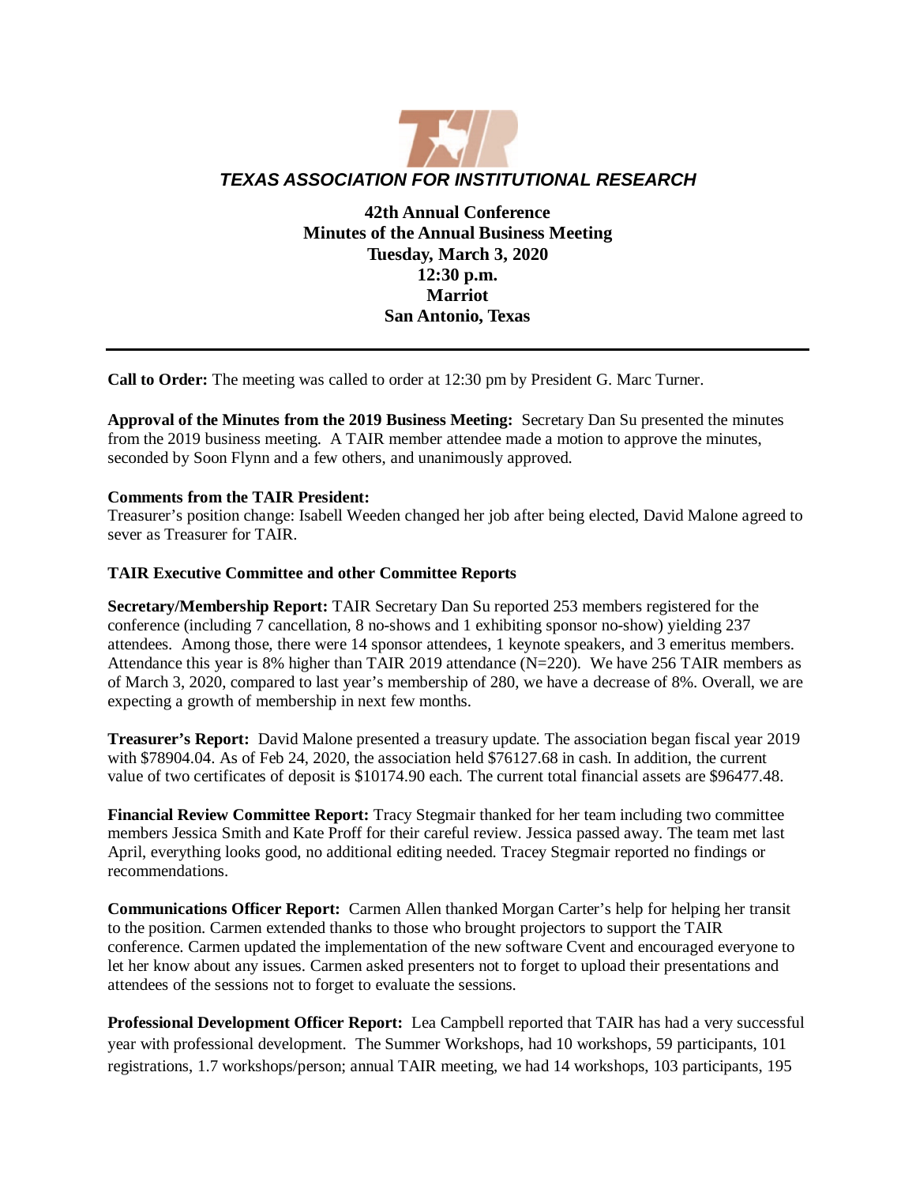# *TEXAS ASSOCIATION FOR INSTITUTIONAL RESEARCH*

**42th Annual Conference**
**Minutes of the Annual Business Meeting**
**Tuesday, March 3, 2020**
**12:30 p.m.**
**Marriot**
**San Antonio, Texas**

---

**Call to Order:** The meeting was called to order at 12:30 pm by President G. Marc Turner.

**Approval of the Minutes from the 2019 Business Meeting:** Secretary Dan Su presented the minutes from the 2019 business meeting. A TAIR member attendee made a motion to approve the minutes, seconded by Soon Flynn and a few others, and unanimously approved.

**Comments from the TAIR President:**
Treasurer's position change: Isabell Weeden changed her job after being elected, David Malone agreed to sever as Treasurer for TAIR.

**TAIR Executive Committee and other Committee Reports**

**Secretary/Membership Report:** TAIR Secretary Dan Su reported 253 members registered for the conference (including 7 cancellation, 8 no-shows and 1 exhibiting sponsor no-show) yielding 237 attendees. Among those, there were 14 sponsor attendees, 1 keynote speakers, and 3 emeritus members. Attendance this year is 8% higher than TAIR 2019 attendance (N=220). We have 256 TAIR members as of March 3, 2020, compared to last year's membership of 280, we have a decrease of 8%. Overall, we are expecting a growth of membership in next few months.

**Treasurer's Report:** David Malone presented a treasury update. The association began fiscal year 2019 with $78904.04. As of Feb 24, 2020, the association held $76127.68 in cash. In addition, the current value of two certificates of deposit is $10174.90 each. The current total financial assets are $96477.48.

**Financial Review Committee Report:** Tracy Stegmair thanked for her team including two committee members Jessica Smith and Kate Proff for their careful review. Jessica passed away. The team met last April, everything looks good, no additional editing needed. Tracey Stegmair reported no findings or recommendations.

**Communications Officer Report:** Carmen Allen thanked Morgan Carter's help for helping her transit to the position. Carmen extended thanks to those who brought projectors to support the TAIR conference. Carmen updated the implementation of the new software Cvent and encouraged everyone to let her know about any issues. Carmen asked presenters not to forget to upload their presentations and attendees of the sessions not to forget to evaluate the sessions.

**Professional Development Officer Report:** Lea Campbell reported that TAIR has had a very successful year with professional development. The Summer Workshops, had 10 workshops, 59 participants, 101 registrations, 1.7 workshops/person; annual TAIR meeting, we had 14 workshops, 103 participants, 195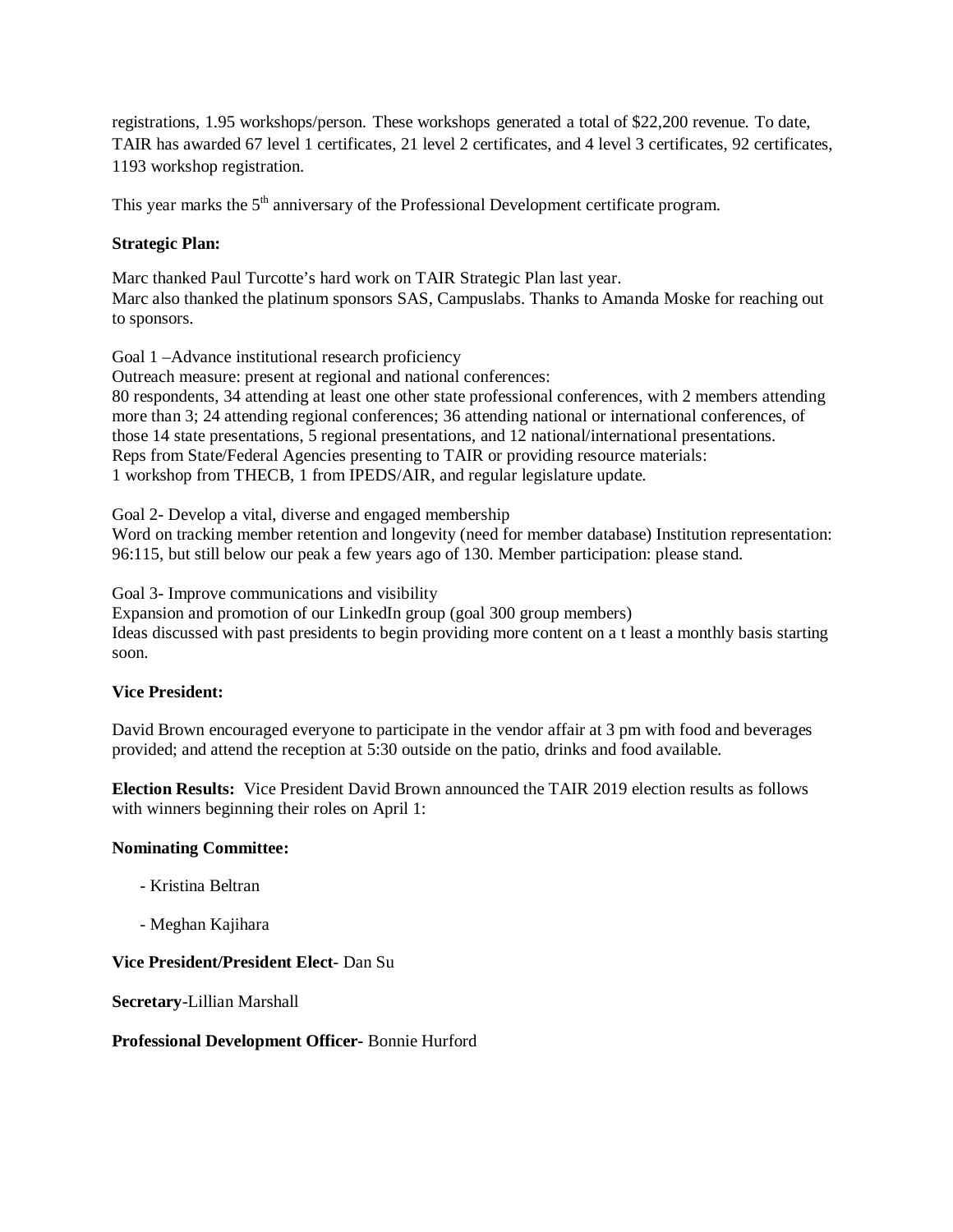registrations, 1.95 workshops/person. These workshops generated a total of $22,200 revenue. To date, TAIR has awarded 67 level 1 certificates, 21 level 2 certificates, and 4 level 3 certificates, 92 certificates, 1193 workshop registration.

This year marks the 5th anniversary of the Professional Development certificate program.

**Strategic Plan:**

Marc thanked Paul Turcotte's hard work on TAIR Strategic Plan last year.
Marc also thanked the platinum sponsors SAS, Campuslabs. Thanks to Amanda Moske for reaching out to sponsors.

Goal 1 –Advance institutional research proficiency
Outreach measure: present at regional and national conferences:
80 respondents, 34 attending at least one other state professional conferences, with 2 members attending more than 3; 24 attending regional conferences; 36 attending national or international conferences, of those 14 state presentations, 5 regional presentations, and 12 national/international presentations.
Reps from State/Federal Agencies presenting to TAIR or providing resource materials:
1 workshop from THECB, 1 from IPEDS/AIR, and regular legislature update.

Goal 2- Develop a vital, diverse and engaged membership
Word on tracking member retention and longevity (need for member database) Institution representation: 96:115, but still below our peak a few years ago of 130. Member participation: please stand.

Goal 3- Improve communications and visibility
Expansion and promotion of our LinkedIn group (goal 300 group members)
Ideas discussed with past presidents to begin providing more content on a t least a monthly basis starting soon.

**Vice President:**

David Brown encouraged everyone to participate in the vendor affair at 3 pm with food and beverages provided; and attend the reception at 5:30 outside on the patio, drinks and food available.

**Election Results:** Vice President David Brown announced the TAIR 2019 election results as follows with winners beginning their roles on April 1:

**Nominating Committee:**

- Kristina Beltran
- Meghan Kajihara

**Vice President/President Elect**- Dan Su

**Secretary**-Lillian Marshall

**Professional Development Officer-** Bonnie Hurford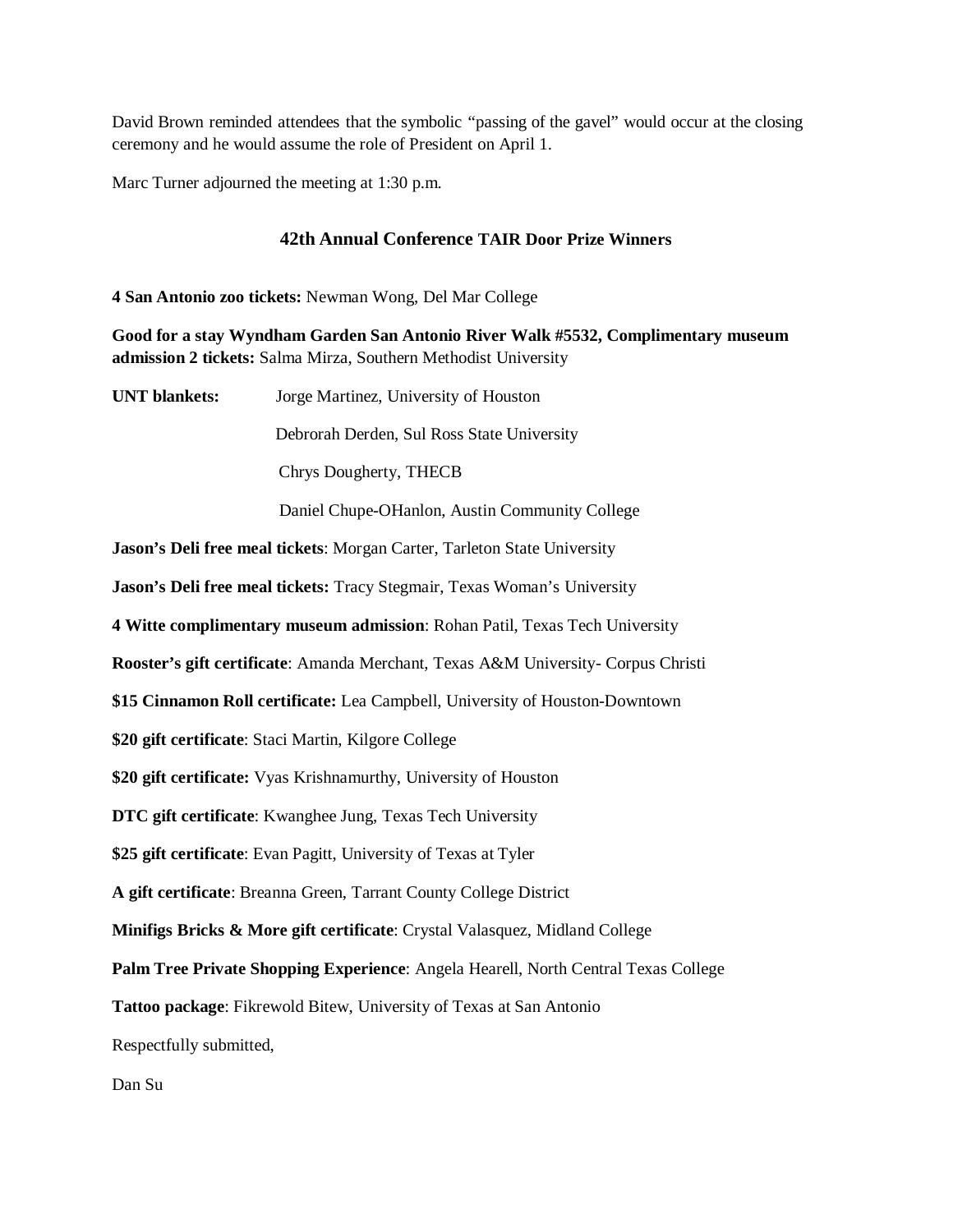David Brown reminded attendees that the symbolic "passing of the gavel" would occur at the closing ceremony and he would assume the role of President on April 1.

Marc Turner adjourned the meeting at 1:30 p.m.

### 42th Annual Conference TAIR Door Prize Winners

**4 San Antonio zoo tickets:** Newman Wong, Del Mar College

**Good for a stay Wyndham Garden San Antonio River Walk #5532, Complimentary museum admission 2 tickets:** Salma Mirza, Southern Methodist University

**UNT blankets:** Jorge Martinez, University of Houston

Debrorah Derden, Sul Ross State University

Chrys Dougherty, THECB

Daniel Chupe-OHanlon, Austin Community College

**Jason's Deli free meal tickets**: Morgan Carter, Tarleton State University

**Jason's Deli free meal tickets:** Tracy Stegmair, Texas Woman's University

**4 Witte complimentary museum admission**: Rohan Patil, Texas Tech University

**Rooster's gift certificate**: Amanda Merchant, Texas A&M University- Corpus Christi

**$15 Cinnamon Roll certificate:** Lea Campbell, University of Houston-Downtown

**$20 gift certificate**: Staci Martin, Kilgore College

**$20 gift certificate:** Vyas Krishnamurthy, University of Houston

**DTC gift certificate**: Kwanghee Jung, Texas Tech University

**$25 gift certificate**: Evan Pagitt, University of Texas at Tyler

**A gift certificate**: Breanna Green, Tarrant County College District

**Minifigs Bricks & More gift certificate**: Crystal Valasquez, Midland College

**Palm Tree Private Shopping Experience**: Angela Hearell, North Central Texas College

**Tattoo package**: Fikrewold Bitew, University of Texas at San Antonio

Respectfully submitted,

Dan Su